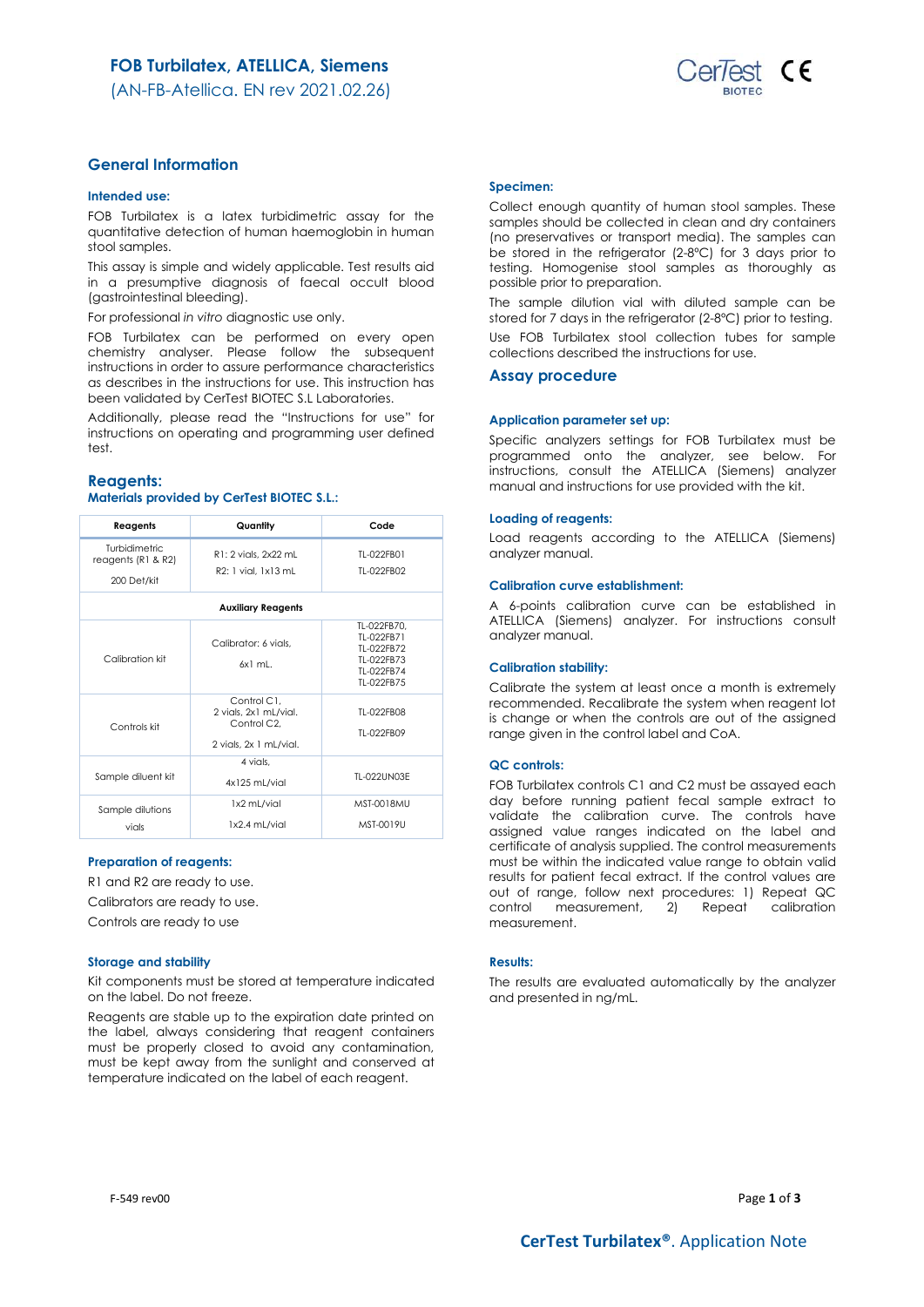# FOB Turbilatex, ATELLICA, Siemens

(AN-FB-Atellica. EN rev 2021.02.26)

## General Information

### Intended use:

FOB Turbilatex is a latex turbidimetric assay for the quantitative detection of human haemoglobin in human stool samples.

This assay is simple and widely applicable. Test results aid in a presumptive diagnosis of faecal occult blood (gastrointestinal bleeding).

For professional *in vitro* diagnostic use only.

FOB Turbilatex can be performed on every open chemistry analyser. Please follow the subsequent instructions in order to assure performance characteristics as describes in the instructions for use. This instruction has been validated by CerTest BIOTEC S.L Laboratories.

Additionally, please read the "Instructions for use" for instructions on operating and programming user defined test.

## Reagents:

### Materials provided by CerTest BIOTEC S.L.:

| Reagents | Quantity | Code |
|---|---|---|
| Turbidimetric reagents (R1 & R2)<br>200 Det/kit | R1: 2 vials, 2x22 mL<br>R2: 1 vial, 1x13 mL | TL-022FB01<br>TL-022FB02 |
| **Auxiliary Reagents** | | |
| Calibration kit | Calibrator: 6 vials,<br>6x1 mL. | TL-022FB70,<br>TL-022FB71<br>TL-022FB72<br>TL-022FB73<br>TL-022FB74<br>TL-022FB75 |
| Controls kit | Control C1,<br>2 vials, 2x1 mL/vial.<br>Control C2,<br>2 vials, 2x 1 mL/vial. | TL-022FB08<br>TL-022FB09 |
| Sample diluent kit | 4 vials,<br>4x125 mL/vial | TL-022UN03E |
| Sample dilutions vials | 1x2 mL/vial<br>1x2.4 mL/vial | MST-0018MU<br>MST-0019U |

### Preparation of reagents:

R1 and R2 are ready to use.

Calibrators are ready to use.

Controls are ready to use

### Storage and stability

Kit components must be stored at temperature indicated on the label. Do not freeze.

Reagents are stable up to the expiration date printed on the label, always considering that reagent containers must be properly closed to avoid any contamination, must be kept away from the sunlight and conserved at temperature indicated on the label of each reagent.

### Specimen:

Collect enough quantity of human stool samples. These samples should be collected in clean and dry containers (no preservatives or transport media). The samples can be stored in the refrigerator (2-8ºC) for 3 days prior to testing. Homogenise stool samples as thoroughly as possible prior to preparation.

The sample dilution vial with diluted sample can be stored for 7 days in the refrigerator (2-8ºC) prior to testing.

Use FOB Turbilatex stool collection tubes for sample collections described the instructions for use.

## Assay procedure

### Application parameter set up:

Specific analyzers settings for FOB Turbilatex must be programmed onto the analyzer, see below. For instructions, consult the ATELLICA (Siemens) analyzer manual and instructions for use provided with the kit.

### Loading of reagents:

Load reagents according to the ATELLICA (Siemens) analyzer manual.

### Calibration curve establishment:

A 6-points calibration curve can be established in ATELLICA (Siemens) analyzer. For instructions consult analyzer manual.

### Calibration stability:

Calibrate the system at least once a month is extremely recommended. Recalibrate the system when reagent lot is change or when the controls are out of the assigned range given in the control label and CoA.

### QC controls:

FOB Turbilatex controls C1 and C2 must be assayed each day before running patient fecal sample extract to validate the calibration curve. The controls have assigned value ranges indicated on the label and certificate of analysis supplied. The control measurements must be within the indicated value range to obtain valid results for patient fecal extract. If the control values are out of range, follow next procedures: 1) Repeat QC control measurement, 2) Repeat calibration measurement.

### Results:

The results are evaluated automatically by the analyzer and presented in ng/mL.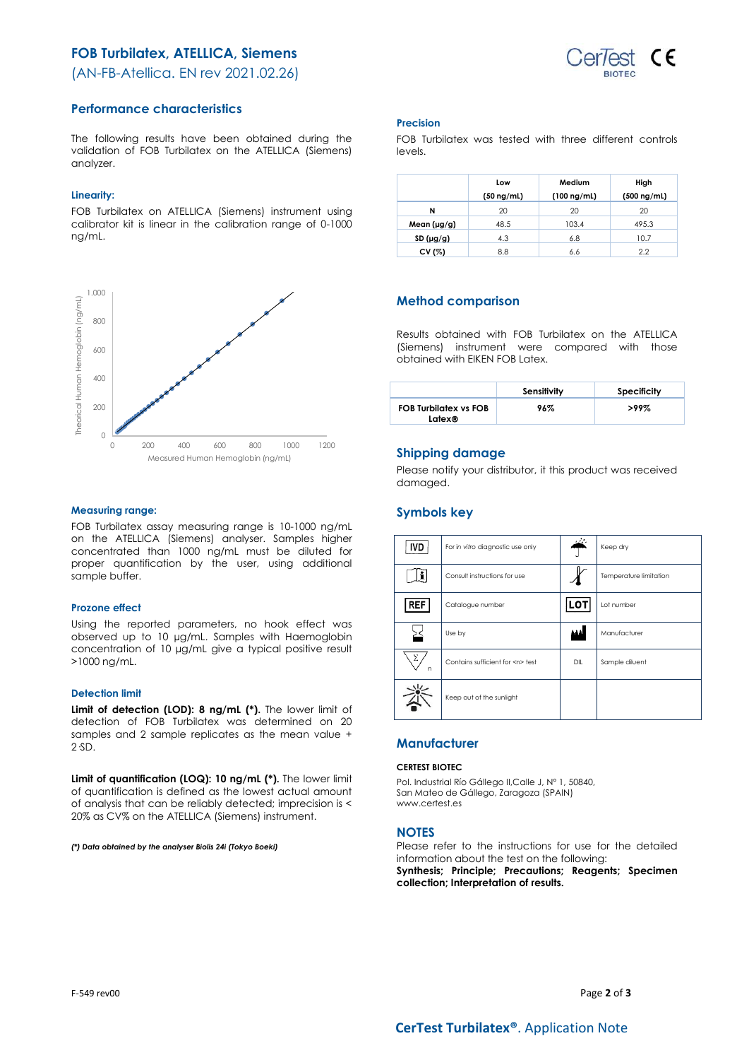# FOB Turbilatex, ATELLICA, Siemens

(AN-FB-Atellica. EN rev 2021.02.26)

## Performance characteristics

The following results have been obtained during the validation of FOB Turbilatex on the ATELLICA (Siemens) analyzer.

### Linearity:

FOB Turbilatex on ATELLICA (Siemens) instrument using calibrator kit is linear in the calibration range of 0-1000 ng/mL.

### Measuring range:

FOB Turbilatex assay measuring range is 10-1000 ng/mL on the ATELLICA (Siemens) analyser. Samples higher concentrated than 1000 ng/mL must be diluted for proper quantification by the user, using additional sample buffer.

### Prozone effect

Using the reported parameters, no hook effect was observed up to 10 µg/mL. Samples with Haemoglobin concentration of 10 µg/mL give a typical positive result >1000 ng/mL.

### Detection limit

**Limit of detection (LOD): 8 ng/mL (*).** The lower limit of detection of FOB Turbilatex was determined on 20 samples and 2 sample replicates as the mean value + 2·SD.

**Limit of quantification (LOQ): 10 ng/mL (*).** The lower limit of quantification is defined as the lowest actual amount of analysis that can be reliably detected; imprecision is < 20% as CV% on the ATELLICA (Siemens) instrument.

***(*) Data obtained by the analyser Biolis 24i (Tokyo Boeki)***

### Precision

FOB Turbilatex was tested with three different controls levels.

| | Low (50 ng/mL) | Medium (100 ng/mL) | High (500 ng/mL) |
|---|---|---|---|
| **N** | 20 | 20 | 20 |
| **Mean (µg/g)** | 48.5 | 103.4 | 495.3 |
| **SD (µg/g)** | 4.3 | 6.8 | 10.7 |
| **CV (%)** | 8.8 | 6.6 | 2.2 |

## Method comparison

Results obtained with FOB Turbilatex on the ATELLICA (Siemens) instrument were compared with those obtained with EIKEN FOB Latex.

| | Sensitivity | Specificity |
|---|---|---|
| **FOB Turbilatex vs FOB Latex®** | **96%** | **>99%** |

## Shipping damage

Please notify your distributor, it this product was received damaged.

## Symbols key

| Symbol | Meaning | Symbol | Meaning |
|---|---|---|---|
| IVD | For in vitro diagnostic use only | | Keep dry |
| | Consult instructions for use | | Temperature limitation |
| REF | Catalogue number | LOT | Lot number |
| | Use by | | Manufacturer |
| | Contains sufficient for <n> test | DIL | Sample diluent |
| | Keep out of the sunlight | | |

## Manufacturer

**CERTEST BIOTEC**

Pol. Industrial Río Gállego II,Calle J, Nº 1, 50840,
San Mateo de Gállego, Zaragoza (SPAIN)
www.certest.es

## NOTES

Please refer to the instructions for use for the detailed information about the test on the following:
**Synthesis; Principle; Precautions; Reagents; Specimen collection; Interpretation of results.**

F-549 rev00

**CerTest Turbilatex®**. Application Note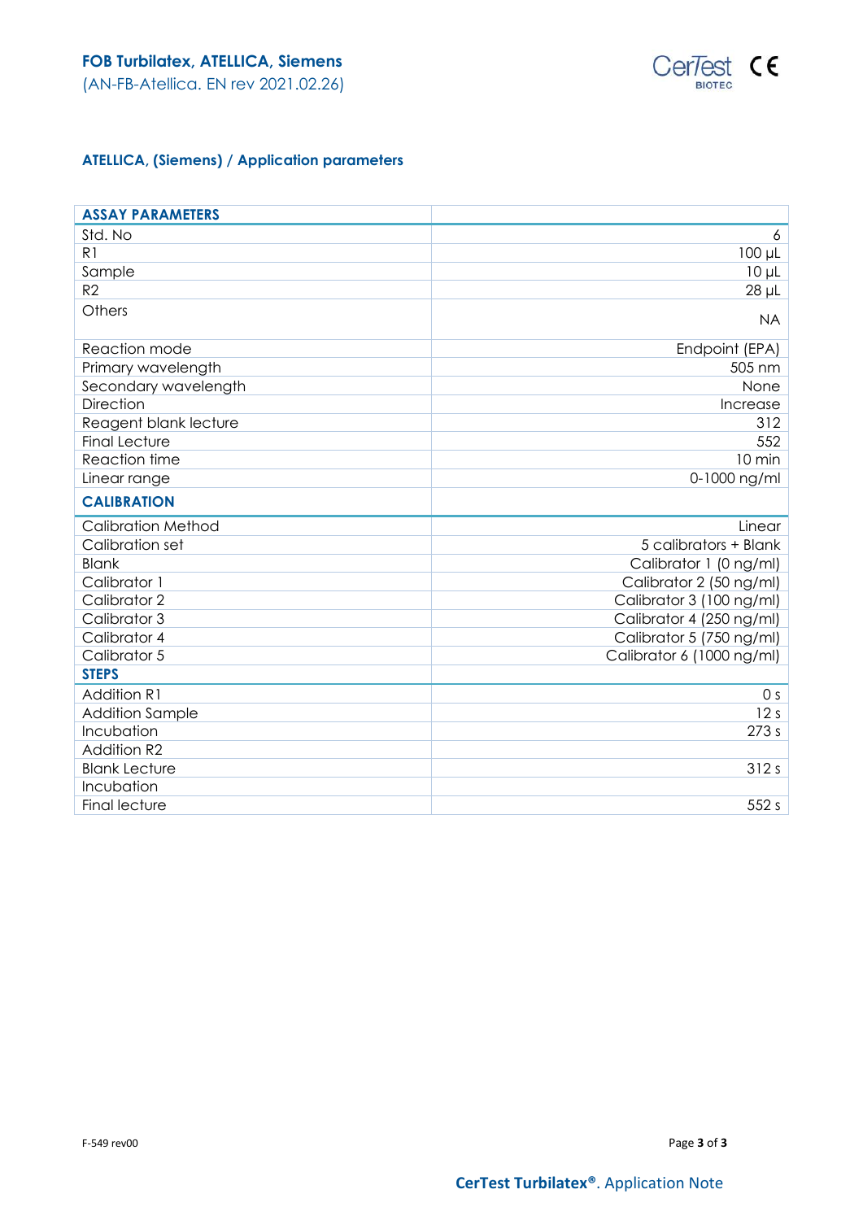# FOB Turbilatex, ATELLICA, Siemens

(AN-FB-Atellica. EN rev 2021.02.26)

## ATELLICA, (Siemens) / Application parameters

| **ASSAY PARAMETERS** | |
|---|---|
| Std. No | 6 |
| R1 | 100 µL |
| Sample | 10 µL |
| R2 | 28 µL |
| Others | NA |
| Reaction mode | Endpoint (EPA) |
| Primary wavelength | 505 nm |
| Secondary wavelength | None |
| Direction | Increase |
| Reagent blank lecture | 312 |
| Final Lecture | 552 |
| Reaction time | 10 min |
| Linear range | 0-1000 ng/ml |
| **CALIBRATION** | |
| Calibration Method | Linear |
| Calibration set | 5 calibrators + Blank |
| Blank | Calibrator 1 (0 ng/ml) |
| Calibrator 1 | Calibrator 2 (50 ng/ml) |
| Calibrator 2 | Calibrator 3 (100 ng/ml) |
| Calibrator 3 | Calibrator 4 (250 ng/ml) |
| Calibrator 4 | Calibrator 5 (750 ng/ml) |
| Calibrator 5 | Calibrator 6 (1000 ng/ml) |
| **STEPS** | |
| Addition R1 | 0 s |
| Addition Sample | 12 s |
| Incubation | 273 s |
| Addition R2 | |
| Blank Lecture | 312 s |
| Incubation | |
| Final lecture | 552 s |

F-549 rev00

**CerTest Turbilatex®**. Application Note